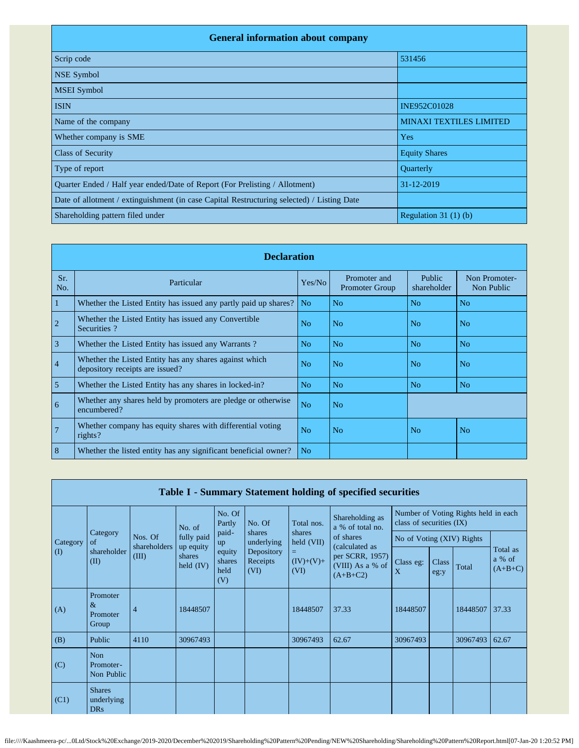| General information about company | |
|---|---|
| Scrip code | 531456 |
| NSE Symbol | |
| MSEI Symbol | |
| ISIN | INE952C01028 |
| Name of the company | MINAXI TEXTILES LIMITED |
| Whether company is SME | Yes |
| Class of Security | Equity Shares |
| Type of report | Quarterly |
| Quarter Ended / Half year ended/Date of Report (For Prelisting / Allotment) | 31-12-2019 |
| Date of allotment / extinguishment (in case Capital Restructuring selected) / Listing Date | |
| Shareholding pattern filed under | Regulation 31 (1) (b) |

| Declaration | | | | | |
|---|---|---|---|---|---|
| Sr. No. | Particular | Yes/No | Promoter and Promoter Group | Public shareholder | Non Promoter- Non Public |
| 1 | Whether the Listed Entity has issued any partly paid up shares? | No | No | No | No |
| 2 | Whether the Listed Entity has issued any Convertible Securities ? | No | No | No | No |
| 3 | Whether the Listed Entity has issued any Warrants ? | No | No | No | No |
| 4 | Whether the Listed Entity has any shares against which depository receipts are issued? | No | No | No | No |
| 5 | Whether the Listed Entity has any shares in locked-in? | No | No | No | No |
| 6 | Whether any shares held by promoters are pledge or otherwise encumbered? | No | No | | |
| 7 | Whether company has equity shares with differential voting rights? | No | No | No | No |
| 8 | Whether the listed entity has any significant beneficial owner? | No | | | |

| Table I - Summary Statement holding of specified securities | | | | | | | | | | | | |
|---|---|---|---|---|---|---|---|---|---|---|---|---|
| Category (I) | Category of shareholder (II) | Nos. Of shareholders (III) | No. of fully paid up equity shares held (IV) | No. Of Partly paid-up equity shares held (V) | No. Of shares underlying Depository Receipts (VI) | Total nos. shares held (VII) = (IV)+(V)+ (VI) | Shareholding as a % of total no. of shares (calculated as per SCRR, 1957) (VIII) As a % of (A+B+C2) | Number of Voting Rights held in each class of securities (IX) | | | |
| | | | | | | | | No of Voting (XIV) Rights | | | Total as a % of (A+B+C) |
| | | | | | | | | Class eg: X | Class eg:y | Total | |
| (A) | Promoter & Promoter Group | 4 | 18448507 | | | 18448507 | 37.33 | 18448507 | | 18448507 | 37.33 |
| (B) | Public | 4110 | 30967493 | | | 30967493 | 62.67 | 30967493 | | 30967493 | 62.67 |
| (C) | Non Promoter- Non Public | | | | | | | | | | |
| (C1) | Shares underlying DRs | | | | | | | | | | |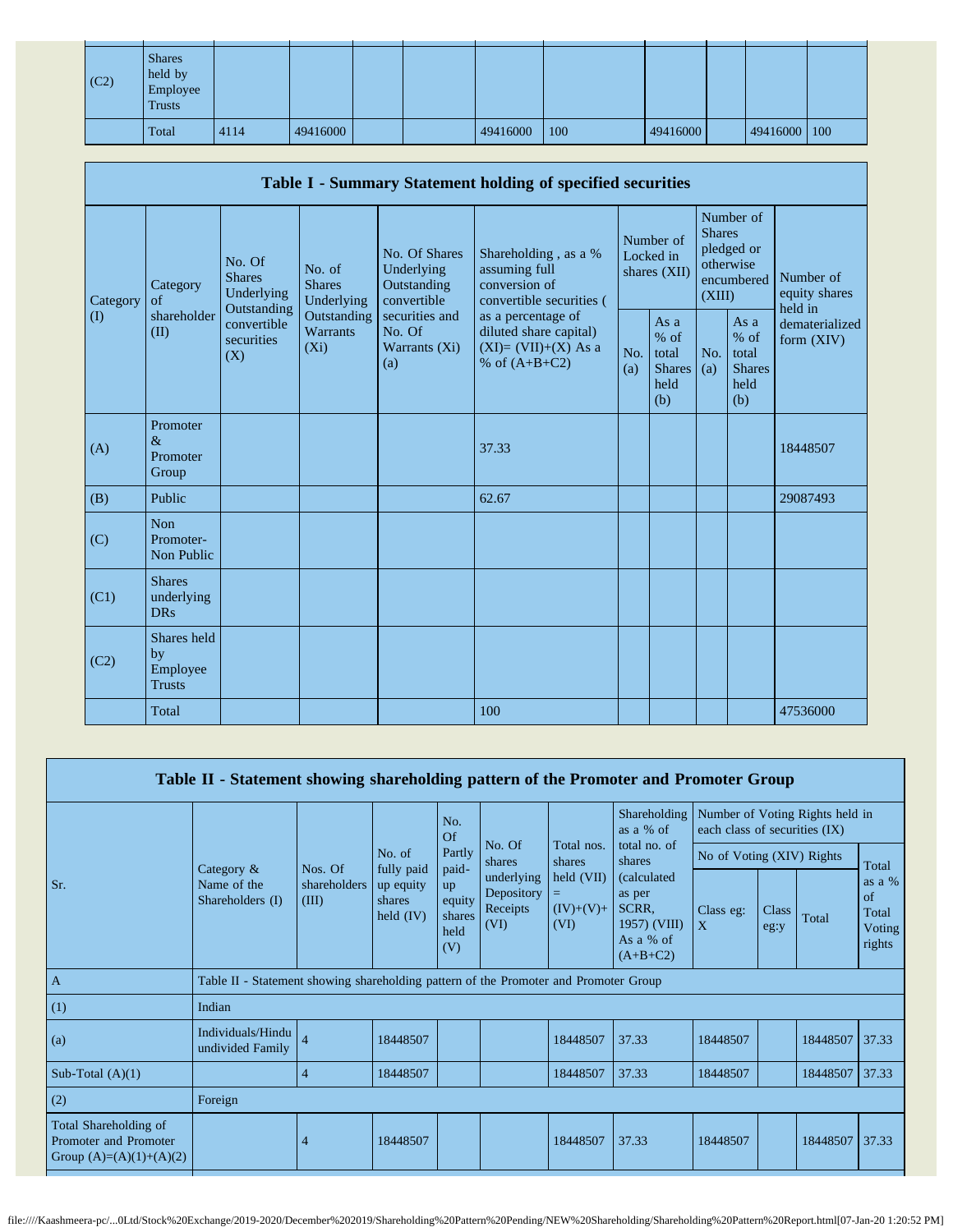| | | | | | | | | | | | |
|---|---|---|---|---|---|---|---|---|---|---|---|
| (C2) | Shares held by Employee Trusts | | | | | | | | | | |
| | Total | 4114 | 49416000 | | | 49416000 | 100 | 49416000 | | 49416000 | 100 |

## Table I - Summary Statement holding of specified securities

| Category (I) | Category of shareholder (II) | No. Of Shares Underlying Outstanding convertible securities (X) | No. of Shares Underlying Outstanding Warrants (Xi) | No. Of Shares Underlying Outstanding convertible securities and No. Of Warrants (Xi) (a) | Shareholding , as a % assuming full conversion of convertible securities ( as a percentage of diluted share capital) (XI)= (VII)+(X) As a % of (A+B+C2) | Number of Locked in shares (XII) | | Number of Shares pledged or otherwise encumbered (XIII) | | Number of equity shares held in dematerialized form (XIV) |
|---|---|---|---|---|---|---|---|---|---|---|
| | | | | | | No. (a) | As a % of total Shares held (b) | No. (a) | As a % of total Shares held (b) | |
| (A) | Promoter & Promoter Group | | | | 37.33 | | | | | 18448507 |
| (B) | Public | | | | 62.67 | | | | | 29087493 |
| (C) | Non Promoter- Non Public | | | | | | | | | |
| (C1) | Shares underlying DRs | | | | | | | | | |
| (C2) | Shares held by Employee Trusts | | | | | | | | | |
| | Total | | | | 100 | | | | | 47536000 |

## Table II - Statement showing shareholding pattern of the Promoter and Promoter Group

| Sr. | Category & Name of the Shareholders (I) | Nos. Of shareholders (III) | No. of fully paid up equity shares held (IV) | No. Of Partly paid-up equity shares held (V) | No. Of shares underlying Depository Receipts (VI) | Total nos. shares held (VII) = (IV)+(V)+ (VI) | Shareholding as a % of total no. of shares (calculated as per SCRR, 1957) (VIII) As a % of (A+B+C2) | Number of Voting Rights held in each class of securities (IX) | | | |
|---|---|---|---|---|---|---|---|---|---|---|---|
| | | | | | | | | No of Voting (XIV) Rights | | | Total as a % of Total Voting rights |
| | | | | | | | | Class eg: X | Class eg:y | Total | |
| A | Table II - Statement showing shareholding pattern of the Promoter and Promoter Group | | | | | | | | | | |
| (1) | Indian | | | | | | | | | | |
| (a) | Individuals/Hindu undivided Family | 4 | 18448507 | | | 18448507 | 37.33 | 18448507 | | 18448507 | 37.33 |
| Sub-Total (A)(1) | | 4 | 18448507 | | | 18448507 | 37.33 | 18448507 | | 18448507 | 37.33 |
| (2) | Foreign | | | | | | | | | | |
| Total Shareholding of Promoter and Promoter Group (A)=(A)(1)+(A)(2) | | 4 | 18448507 | | | 18448507 | 37.33 | 18448507 | | 18448507 | 37.33 |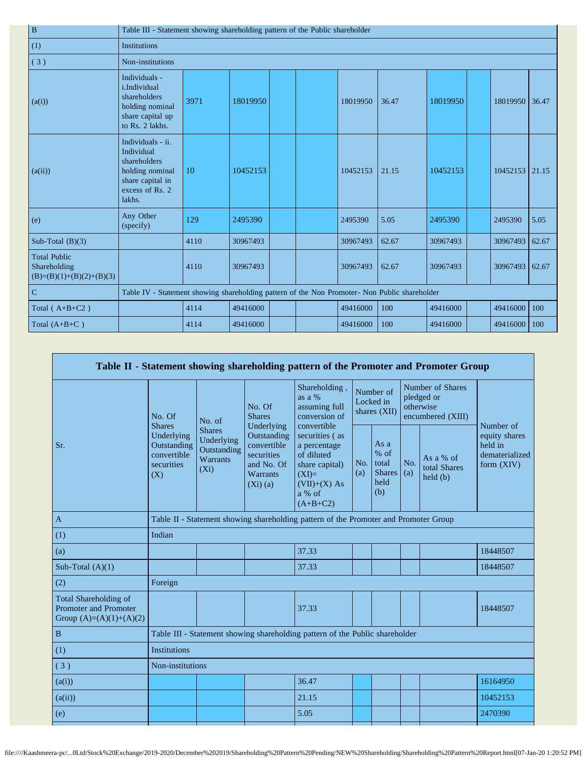| B | Table III - Statement showing shareholding pattern of the Public shareholder | | | | | | | | | | |
|---|---|---|---|---|---|---|---|---|---|---|---|
| (1) | Institutions | | | | | | | | | | |
| ( 3 ) | Non-institutions | | | | | | | | | | |
| (a(i)) | Individuals - i.Individual shareholders holding nominal share capital up to Rs. 2 lakhs. | 3971 | 18019950 | | | 18019950 | 36.47 | 18019950 | | 18019950 | 36.47 |
| (a(ii)) | Individuals - ii. Individual shareholders holding nominal share capital in excess of Rs. 2 lakhs. | 10 | 10452153 | | | 10452153 | 21.15 | 10452153 | | 10452153 | 21.15 |
| (e) | Any Other (specify) | 129 | 2495390 | | | 2495390 | 5.05 | 2495390 | | 2495390 | 5.05 |
| Sub-Total (B)(3) | | 4110 | 30967493 | | | 30967493 | 62.67 | 30967493 | | 30967493 | 62.67 |
| Total Public Shareholding (B)=(B)(1)+(B)(2)+(B)(3) | | 4110 | 30967493 | | | 30967493 | 62.67 | 30967493 | | 30967493 | 62.67 |
| C | Table IV - Statement showing shareholding pattern of the Non Promoter- Non Public shareholder | | | | | | | | | | |
| Total ( A+B+C2 ) | | 4114 | 49416000 | | | 49416000 | 100 | 49416000 | | 49416000 | 100 |
| Total (A+B+C ) | | 4114 | 49416000 | | | 49416000 | 100 | 49416000 | | 49416000 | 100 |

## Table II - Statement showing shareholding pattern of the Promoter and Promoter Group

| Sr. | No. Of Shares Underlying Outstanding convertible securities (X) | No. of Shares Underlying Outstanding Warrants (Xi) | No. Of Shares Underlying Outstanding convertible securities and No. Of Warrants (Xi) (a) | Shareholding , as a % assuming full conversion of convertible securities ( as a percentage of diluted share capital) (XI)= (VII)+(X) As a % of (A+B+C2) | Number of Locked in shares (XII) | | Number of Shares pledged or otherwise encumbered (XIII) | | Number of equity shares held in dematerialized form (XIV) |
|---|---|---|---|---|---|---|---|---|---|
| | | | | | No. (a) | As a % of total Shares held (b) | No. (a) | As a % of total Shares held (b) | |
| A | Table II - Statement showing shareholding pattern of the Promoter and Promoter Group | | | | | | | | |
| (1) | Indian | | | | | | | | |
| (a) | | | | 37.33 | | | | | 18448507 |
| Sub-Total (A)(1) | | | | 37.33 | | | | | 18448507 |
| (2) | Foreign | | | | | | | | |
| Total Shareholding of Promoter and Promoter Group (A)=(A)(1)+(A)(2) | | | | 37.33 | | | | | 18448507 |
| B | Table III - Statement showing shareholding pattern of the Public shareholder | | | | | | | | |
| (1) | Institutions | | | | | | | | |
| ( 3 ) | Non-institutions | | | | | | | | |
| (a(i)) | | | | 36.47 | | | | | 16164950 |
| (a(ii)) | | | | 21.15 | | | | | 10452153 |
| (e) | | | | 5.05 | | | | | 2470390 |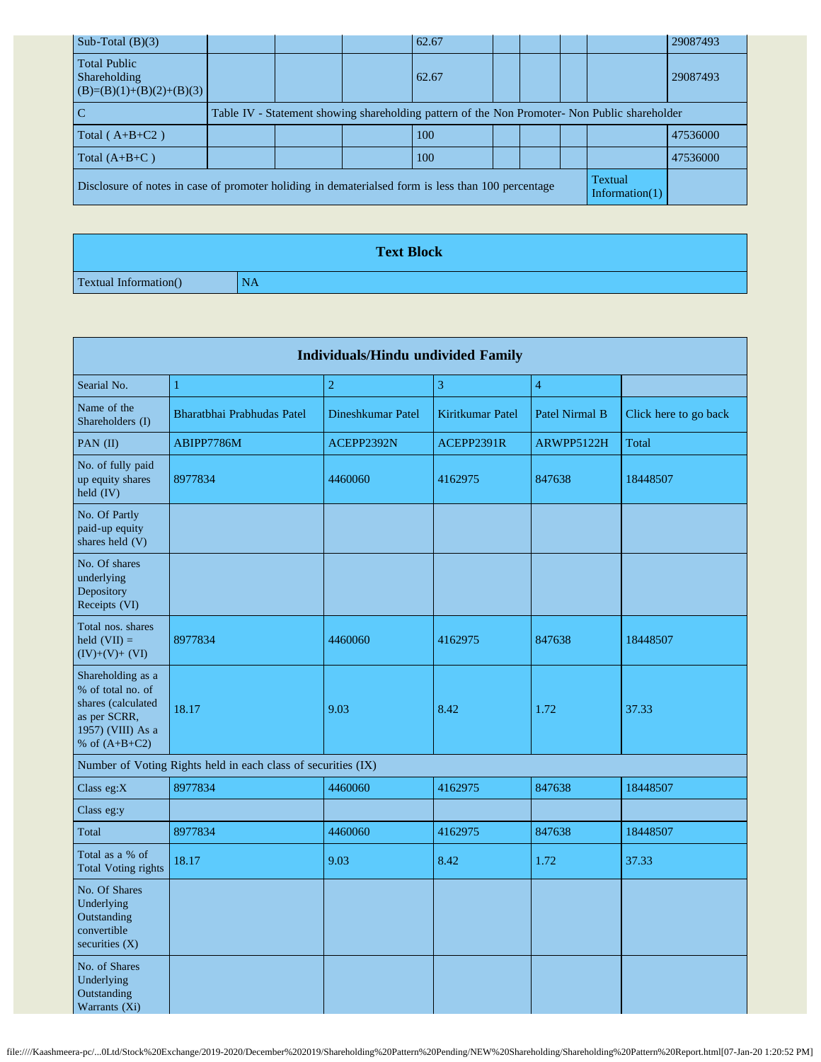| Sub-Total (B)(3) | | | | 62.67 | | | | | 29087493 |
|---|---|---|---|---|---|---|---|---|---|
| Total Public Shareholding (B)=(B)(1)+(B)(2)+(B)(3) | | | | 62.67 | | | | | 29087493 |
| C | Table IV - Statement showing shareholding pattern of the Non Promoter- Non Public shareholder | | | | | | | | |
| Total ( A+B+C2 ) | | | | 100 | | | | | 47536000 |
| Total (A+B+C ) | | | | 100 | | | | | 47536000 |
| Disclosure of notes in case of promoter holiding in dematerialsed form is less than 100 percentage | | | | | | | | Textual Information(1) | |

| Text Block | |
|---|---|
| Textual Information() | NA |

| Individuals/Hindu undivided Family | | | | | |
|---|---|---|---|---|---|
| Searial No. | 1 | 2 | 3 | 4 | |
| Name of the Shareholders (I) | Bharatbhai Prabhudas Patel | Dineshkumar Patel | Kiritkumar Patel | Patel Nirmal B | Click here to go back |
| PAN (II) | ABIPP7786M | ACEPP2392N | ACEPP2391R | ARWPP5122H | Total |
| No. of fully paid up equity shares held (IV) | 8977834 | 4460060 | 4162975 | 847638 | 18448507 |
| No. Of Partly paid-up equity shares held (V) | | | | | |
| No. Of shares underlying Depository Receipts (VI) | | | | | |
| Total nos. shares held (VII) = (IV)+(V)+ (VI) | 8977834 | 4460060 | 4162975 | 847638 | 18448507 |
| Shareholding as a % of total no. of shares (calculated as per SCRR, 1957) (VIII) As a % of (A+B+C2) | 18.17 | 9.03 | 8.42 | 1.72 | 37.33 |
| Number of Voting Rights held in each class of securities (IX) | | | | | |
| Class eg:X | 8977834 | 4460060 | 4162975 | 847638 | 18448507 |
| Class eg:y | | | | | |
| Total | 8977834 | 4460060 | 4162975 | 847638 | 18448507 |
| Total as a % of Total Voting rights | 18.17 | 9.03 | 8.42 | 1.72 | 37.33 |
| No. Of Shares Underlying Outstanding convertible securities (X) | | | | | |
| No. of Shares Underlying Outstanding Warrants (Xi) | | | | | |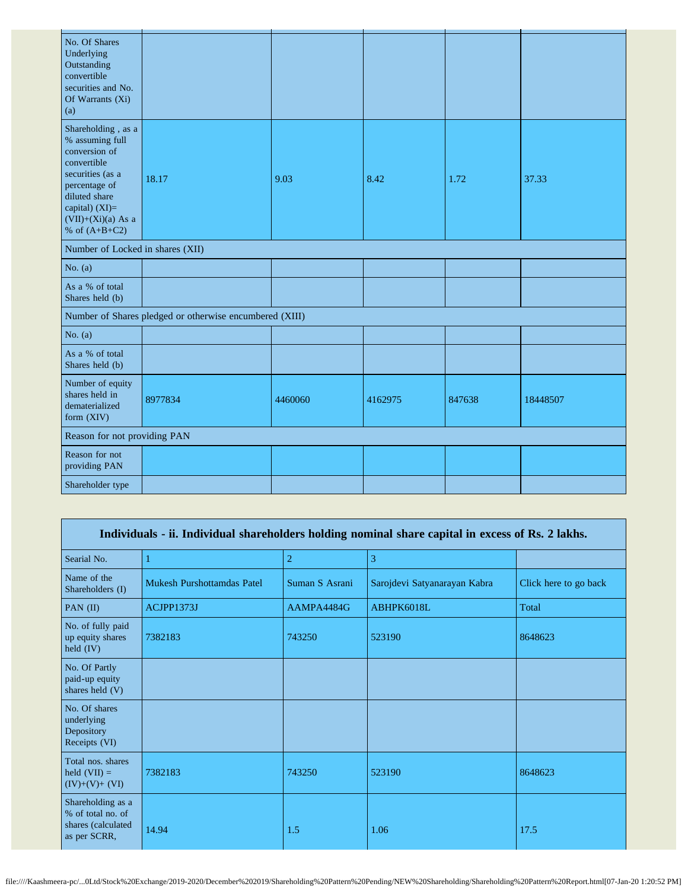| | | | | | |
|---|---|---|---|---|---|
| No. Of Shares Underlying Outstanding convertible securities and No. Of Warrants (Xi) (a) | | | | | |
| Shareholding , as a % assuming full conversion of convertible securities (as a percentage of diluted share capital) (XI)= (VII)+(Xi)(a) As a % of (A+B+C2) | 18.17 | 9.03 | 8.42 | 1.72 | 37.33 |
| Number of Locked in shares (XII) | | | | | |
| No. (a) | | | | | |
| As a % of total Shares held (b) | | | | | |
| Number of Shares pledged or otherwise encumbered (XIII) | | | | | |
| No. (a) | | | | | |
| As a % of total Shares held (b) | | | | | |
| Number of equity shares held in dematerialized form (XIV) | 8977834 | 4460060 | 4162975 | 847638 | 18448507 |
| Reason for not providing PAN | | | | | |
| Reason for not providing PAN | | | | | |
| Shareholder type | | | | | |

| Individuals - ii. Individual shareholders holding nominal share capital in excess of Rs. 2 lakhs. | | | | |
|---|---|---|---|---|
| Searial No. | 1 | 2 | 3 | |
| Name of the Shareholders (I) | Mukesh Purshottamdas Patel | Suman S Asrani | Sarojdevi Satyanarayan Kabra | Click here to go back |
| PAN (II) | ACJPP1373J | AAMPA4484G | ABHPK6018L | Total |
| No. of fully paid up equity shares held (IV) | 7382183 | 743250 | 523190 | 8648623 |
| No. Of Partly paid-up equity shares held (V) | | | | |
| No. Of shares underlying Depository Receipts (VI) | | | | |
| Total nos. shares held (VII) = (IV)+(V)+ (VI) | 7382183 | 743250 | 523190 | 8648623 |
| Shareholding as a % of total no. of shares (calculated as per SCRR, | 14.94 | 1.5 | 1.06 | 17.5 |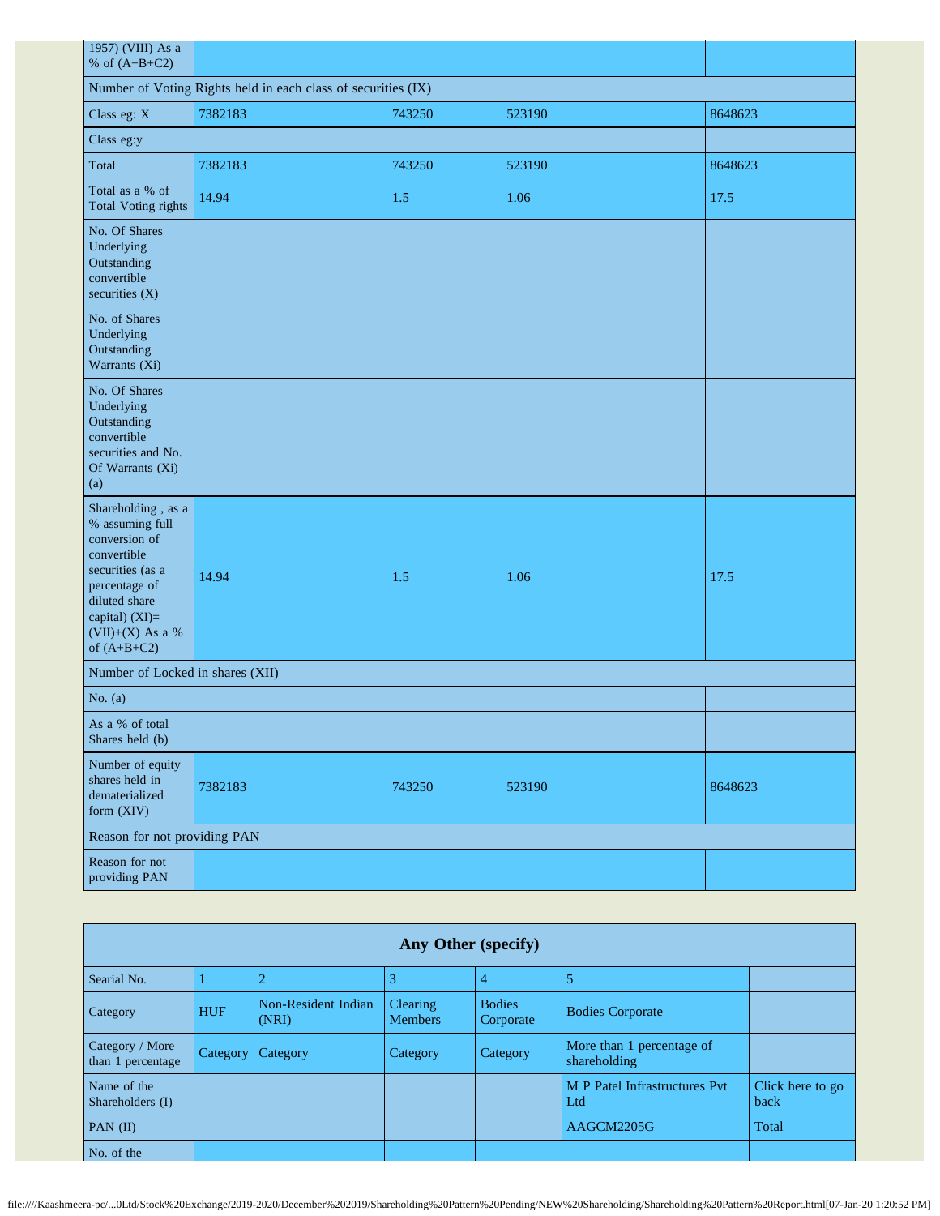| | | | | |
|---|---|---|---|---|
| 1957) (VIII) As a % of (A+B+C2) | | | | |
| Number of Voting Rights held in each class of securities (IX) | | | | |
| Class eg: X | 7382183 | 743250 | 523190 | 8648623 |
| Class eg:y | | | | |
| Total | 7382183 | 743250 | 523190 | 8648623 |
| Total as a % of Total Voting rights | 14.94 | 1.5 | 1.06 | 17.5 |
| No. Of Shares Underlying Outstanding convertible securities (X) | | | | |
| No. of Shares Underlying Outstanding Warrants (Xi) | | | | |
| No. Of Shares Underlying Outstanding convertible securities and No. Of Warrants (Xi) (a) | | | | |
| Shareholding , as a % assuming full conversion of convertible securities (as a percentage of diluted share capital) (XI)= (VII)+(X) As a % of (A+B+C2) | 14.94 | 1.5 | 1.06 | 17.5 |
| Number of Locked in shares (XII) | | | | |
| No. (a) | | | | |
| As a % of total Shares held (b) | | | | |
| Number of equity shares held in dematerialized form (XIV) | 7382183 | 743250 | 523190 | 8648623 |
| Reason for not providing PAN | | | | |
| Reason for not providing PAN | | | | |

| Any Other (specify) | | | | | | |
|---|---|---|---|---|---|---|
| Searial No. | 1 | 2 | 3 | 4 | 5 | |
| Category | HUF | Non-Resident Indian (NRI) | Clearing Members | Bodies Corporate | Bodies Corporate | |
| Category / More than 1 percentage | Category | Category | Category | Category | More than 1 percentage of shareholding | |
| Name of the Shareholders (I) | | | | | M P Patel Infrastructures Pvt Ltd | Click here to go back |
| PAN (II) | | | | | AAGCM2205G | Total |
| No. of the | | | | | | |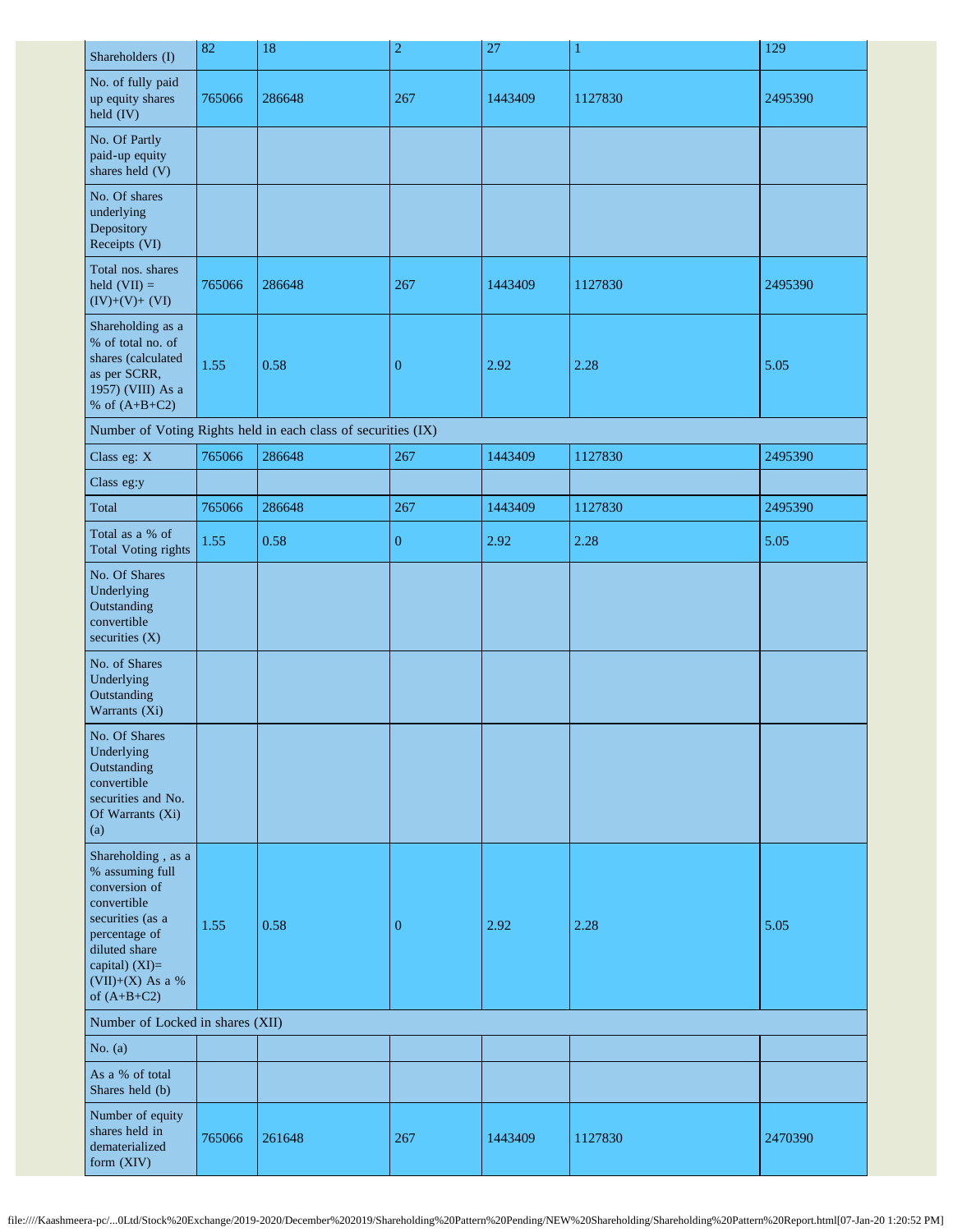| Shareholders (I) | 82 | 18 | 2 | 27 | 1 | 129 |
|---|---|---|---|---|---|---|
| No. of fully paid up equity shares held (IV) | 765066 | 286648 | 267 | 1443409 | 1127830 | 2495390 |
| No. Of Partly paid-up equity shares held (V) | | | | | | |
| No. Of shares underlying Depository Receipts (VI) | | | | | | |
| Total nos. shares held (VII) = (IV)+(V)+ (VI) | 765066 | 286648 | 267 | 1443409 | 1127830 | 2495390 |
| Shareholding as a % of total no. of shares (calculated as per SCRR, 1957) (VIII) As a % of (A+B+C2) | 1.55 | 0.58 | 0 | 2.92 | 2.28 | 5.05 |
| Number of Voting Rights held in each class of securities (IX) | | | | | | |
| Class eg: X | 765066 | 286648 | 267 | 1443409 | 1127830 | 2495390 |
| Class eg:y | | | | | | |
| Total | 765066 | 286648 | 267 | 1443409 | 1127830 | 2495390 |
| Total as a % of Total Voting rights | 1.55 | 0.58 | 0 | 2.92 | 2.28 | 5.05 |
| No. Of Shares Underlying Outstanding convertible securities (X) | | | | | | |
| No. of Shares Underlying Outstanding Warrants (Xi) | | | | | | |
| No. Of Shares Underlying Outstanding convertible securities and No. Of Warrants (Xi) (a) | | | | | | |
| Shareholding , as a % assuming full conversion of convertible securities (as a percentage of diluted share capital) (XI)= (VII)+(X) As a % of (A+B+C2) | 1.55 | 0.58 | 0 | 2.92 | 2.28 | 5.05 |
| Number of Locked in shares (XII) | | | | | | |
| No. (a) | | | | | | |
| As a % of total Shares held (b) | | | | | | |
| Number of equity shares held in dematerialized form (XIV) | 765066 | 261648 | 267 | 1443409 | 1127830 | 2470390 |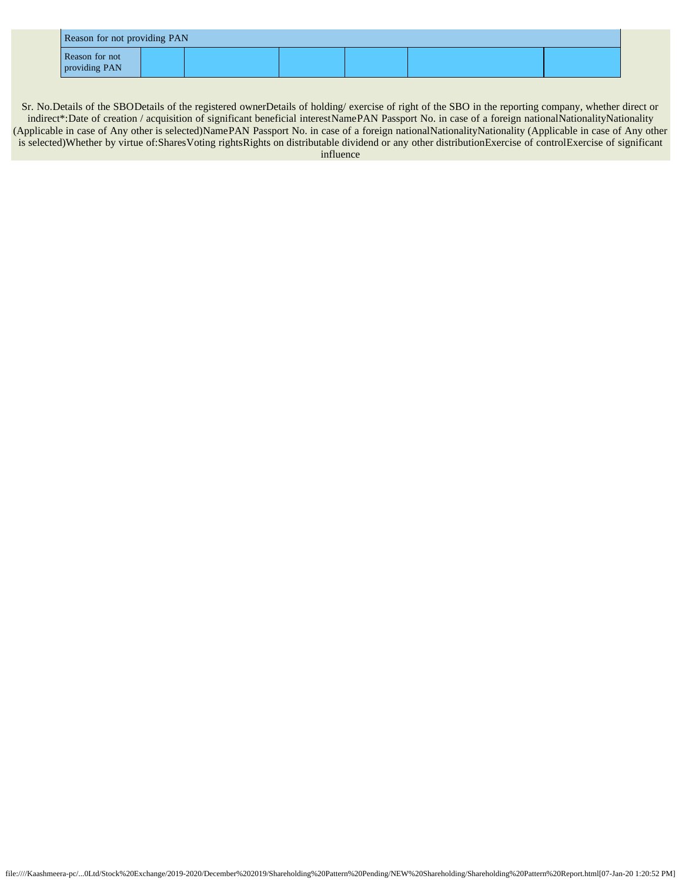| Reason for not providing PAN | | | | | | |
|---|---|---|---|---|---|---|
| Reason for not providing PAN | | | | | | |

Sr. No.Details of the SBODetails of the registered ownerDetails of holding/ exercise of right of the SBO in the reporting company, whether direct or indirect*:Date of creation / acquisition of significant beneficial interestNamePAN Passport No. in case of a foreign nationalNationalityNationality (Applicable in case of Any other is selected)NamePAN Passport No. in case of a foreign nationalNationalityNationality (Applicable in case of Any other is selected)Whether by virtue of:SharesVoting rightsRights on distributable dividend or any other distributionExercise of controlExercise of significant influence